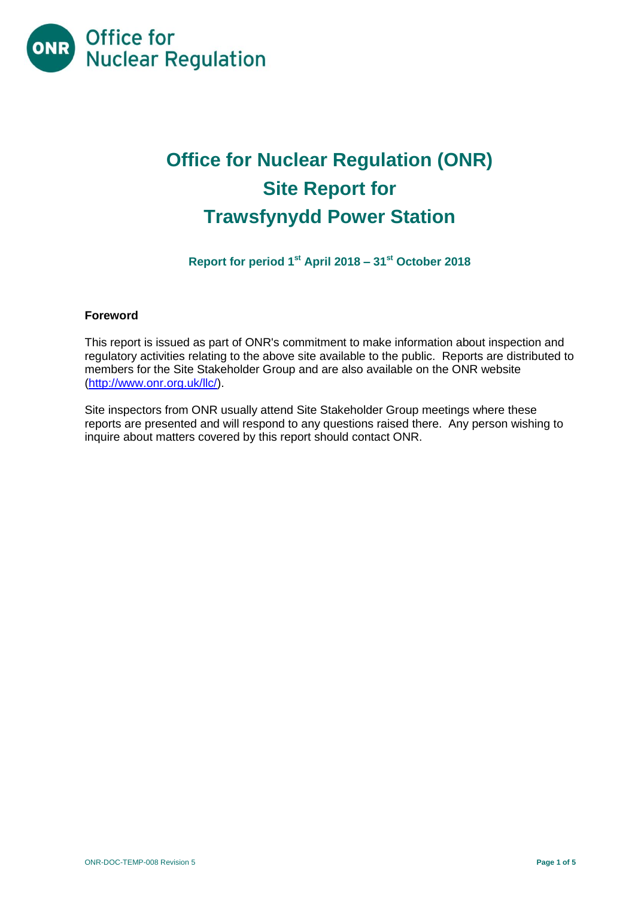Office for Nuclear Regulation

# Office for Nuclear Regulation (ONR) Site Report for Trawsfynydd Power Station

**Report for period 1st April 2018 – 31st October 2018**

**Foreword**

This report is issued as part of ONR's commitment to make information about inspection and regulatory activities relating to the above site available to the public. Reports are distributed to members for the Site Stakeholder Group and are also available on the ONR website (http://www.onr.org.uk/llc/).

Site inspectors from ONR usually attend Site Stakeholder Group meetings where these reports are presented and will respond to any questions raised there. Any person wishing to inquire about matters covered by this report should contact ONR.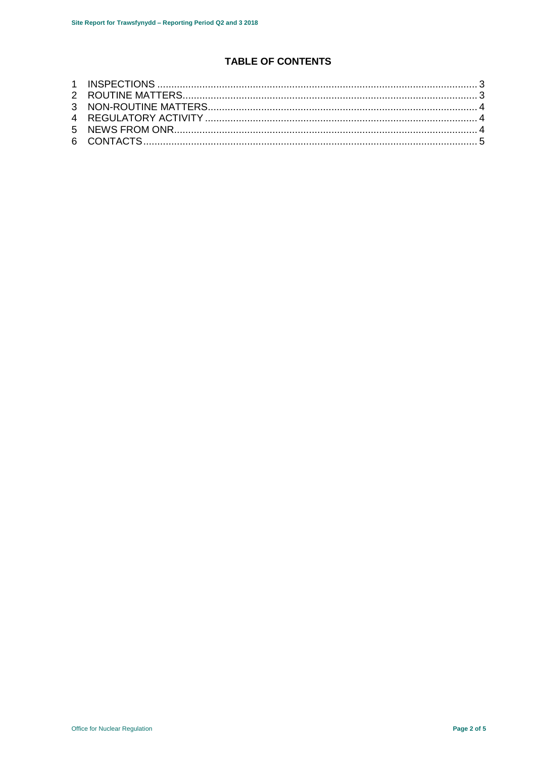## TABLE OF CONTENTS

1 INSPECTIONS ........................................................................................................................ 3
2 ROUTINE MATTERS............................................................................................................... 3
3 NON-ROUTINE MATTERS...................................................................................................... 4
4 REGULATORY ACTIVITY ....................................................................................................... 4
5 NEWS FROM ONR.................................................................................................................. 4
6 CONTACTS.............................................................................................................................. 5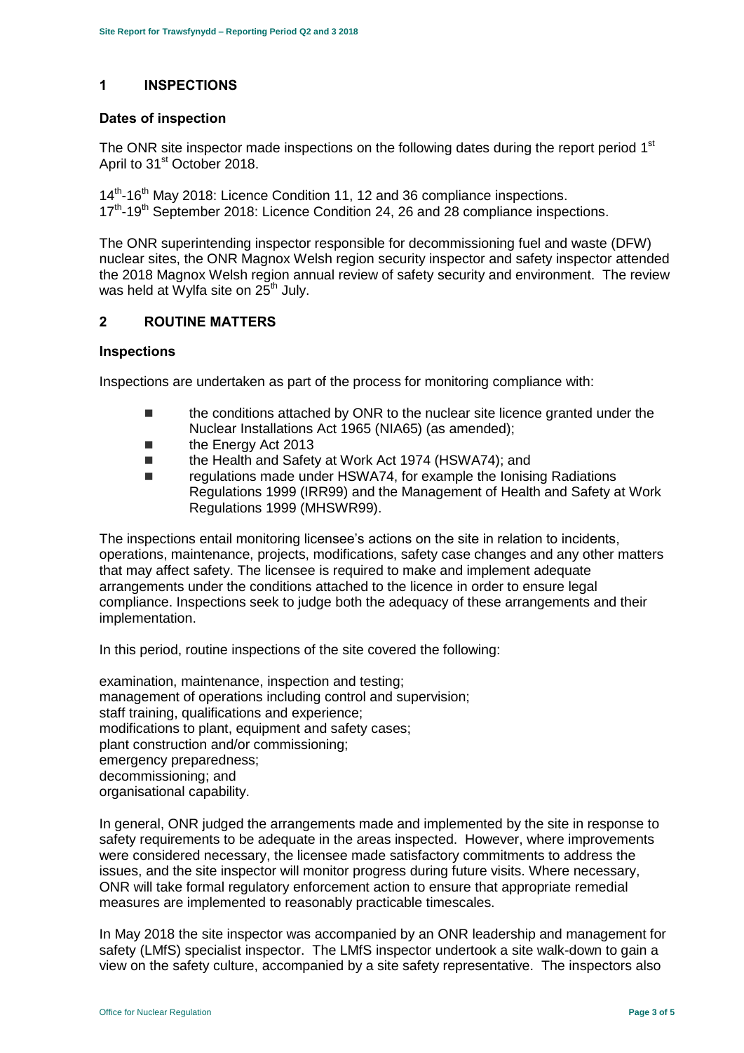## 1 INSPECTIONS

### Dates of inspection

The ONR site inspector made inspections on the following dates during the report period 1st April to 31st October 2018.

14th-16th May 2018: Licence Condition 11, 12 and 36 compliance inspections.
17th-19th September 2018: Licence Condition 24, 26 and 28 compliance inspections.

The ONR superintending inspector responsible for decommissioning fuel and waste (DFW) nuclear sites, the ONR Magnox Welsh region security inspector and safety inspector attended the 2018 Magnox Welsh region annual review of safety security and environment. The review was held at Wylfa site on 25th July.

## 2 ROUTINE MATTERS

### Inspections

Inspections are undertaken as part of the process for monitoring compliance with:

- the conditions attached by ONR to the nuclear site licence granted under the Nuclear Installations Act 1965 (NIA65) (as amended);
- the Energy Act 2013
- the Health and Safety at Work Act 1974 (HSWA74); and
- regulations made under HSWA74, for example the Ionising Radiations Regulations 1999 (IRR99) and the Management of Health and Safety at Work Regulations 1999 (MHSWR99).

The inspections entail monitoring licensee's actions on the site in relation to incidents, operations, maintenance, projects, modifications, safety case changes and any other matters that may affect safety. The licensee is required to make and implement adequate arrangements under the conditions attached to the licence in order to ensure legal compliance. Inspections seek to judge both the adequacy of these arrangements and their implementation.

In this period, routine inspections of the site covered the following:

examination, maintenance, inspection and testing;
management of operations including control and supervision;
staff training, qualifications and experience;
modifications to plant, equipment and safety cases;
plant construction and/or commissioning;
emergency preparedness;
decommissioning; and
organisational capability.

In general, ONR judged the arrangements made and implemented by the site in response to safety requirements to be adequate in the areas inspected. However, where improvements were considered necessary, the licensee made satisfactory commitments to address the issues, and the site inspector will monitor progress during future visits. Where necessary, ONR will take formal regulatory enforcement action to ensure that appropriate remedial measures are implemented to reasonably practicable timescales.

In May 2018 the site inspector was accompanied by an ONR leadership and management for safety (LMfS) specialist inspector. The LMfS inspector undertook a site walk-down to gain a view on the safety culture, accompanied by a site safety representative. The inspectors also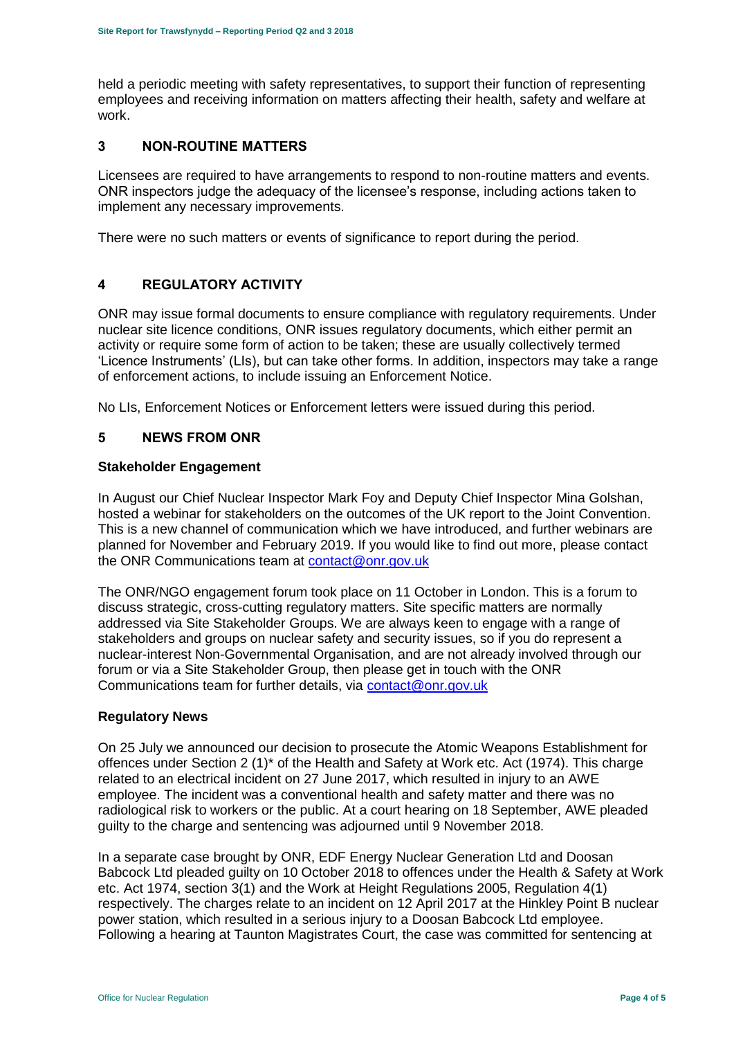held a periodic meeting with safety representatives, to support their function of representing employees and receiving information on matters affecting their health, safety and welfare at work.

## 3 NON-ROUTINE MATTERS

Licensees are required to have arrangements to respond to non-routine matters and events. ONR inspectors judge the adequacy of the licensee's response, including actions taken to implement any necessary improvements.

There were no such matters or events of significance to report during the period.

## 4 REGULATORY ACTIVITY

ONR may issue formal documents to ensure compliance with regulatory requirements. Under nuclear site licence conditions, ONR issues regulatory documents, which either permit an activity or require some form of action to be taken; these are usually collectively termed 'Licence Instruments' (LIs), but can take other forms. In addition, inspectors may take a range of enforcement actions, to include issuing an Enforcement Notice.

No LIs, Enforcement Notices or Enforcement letters were issued during this period.

## 5 NEWS FROM ONR

### Stakeholder Engagement

In August our Chief Nuclear Inspector Mark Foy and Deputy Chief Inspector Mina Golshan, hosted a webinar for stakeholders on the outcomes of the UK report to the Joint Convention. This is a new channel of communication which we have introduced, and further webinars are planned for November and February 2019. If you would like to find out more, please contact the ONR Communications team at [contact@onr.gov.uk](mailto:contact@onr.gov.uk)

The ONR/NGO engagement forum took place on 11 October in London. This is a forum to discuss strategic, cross-cutting regulatory matters. Site specific matters are normally addressed via Site Stakeholder Groups. We are always keen to engage with a range of stakeholders and groups on nuclear safety and security issues, so if you do represent a nuclear-interest Non-Governmental Organisation, and are not already involved through our forum or via a Site Stakeholder Group, then please get in touch with the ONR Communications team for further details, via [contact@onr.gov.uk](mailto:contact@onr.gov.uk)

### Regulatory News

On 25 July we announced our decision to prosecute the Atomic Weapons Establishment for offences under Section 2 (1)* of the Health and Safety at Work etc. Act (1974). This charge related to an electrical incident on 27 June 2017, which resulted in injury to an AWE employee. The incident was a conventional health and safety matter and there was no radiological risk to workers or the public. At a court hearing on 18 September, AWE pleaded guilty to the charge and sentencing was adjourned until 9 November 2018.

In a separate case brought by ONR, EDF Energy Nuclear Generation Ltd and Doosan Babcock Ltd pleaded guilty on 10 October 2018 to offences under the Health & Safety at Work etc. Act 1974, section 3(1) and the Work at Height Regulations 2005, Regulation 4(1) respectively. The charges relate to an incident on 12 April 2017 at the Hinkley Point B nuclear power station, which resulted in a serious injury to a Doosan Babcock Ltd employee. Following a hearing at Taunton Magistrates Court, the case was committed for sentencing at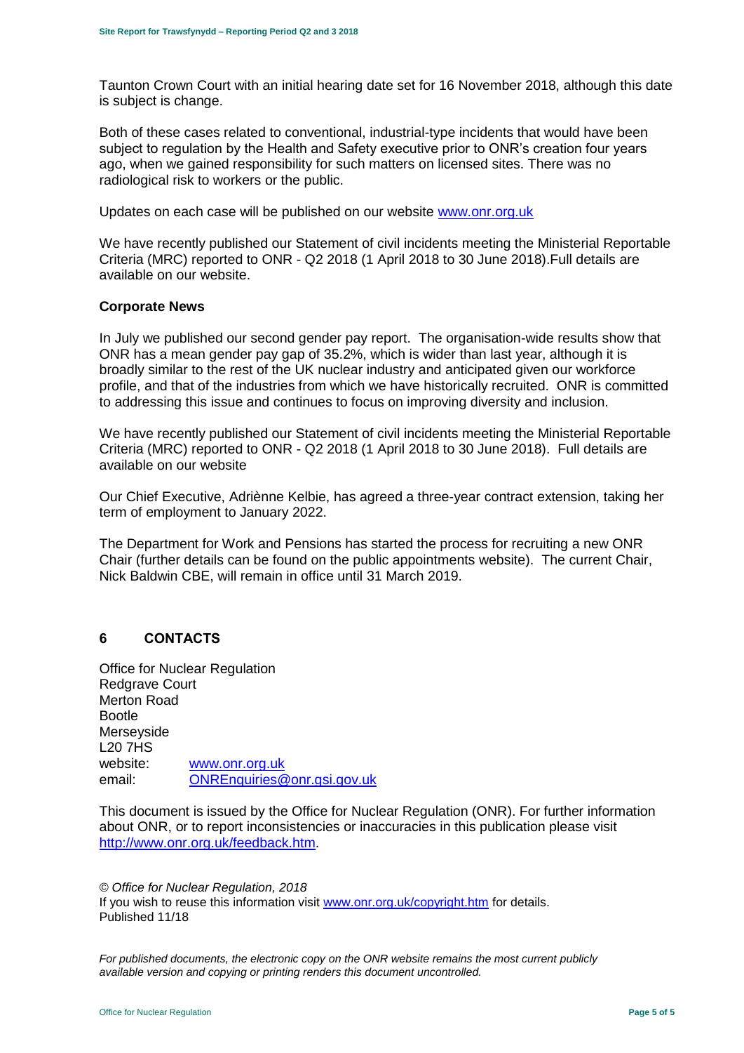Taunton Crown Court with an initial hearing date set for 16 November 2018, although this date is subject is change.

Both of these cases related to conventional, industrial-type incidents that would have been subject to regulation by the Health and Safety executive prior to ONR's creation four years ago, when we gained responsibility for such matters on licensed sites. There was no radiological risk to workers or the public.

Updates on each case will be published on our website [www.onr.org.uk](www.onr.org.uk)

We have recently published our Statement of civil incidents meeting the Ministerial Reportable Criteria (MRC) reported to ONR - Q2 2018 (1 April 2018 to 30 June 2018).Full details are available on our website.

**Corporate News**

In July we published our second gender pay report. The organisation-wide results show that ONR has a mean gender pay gap of 35.2%, which is wider than last year, although it is broadly similar to the rest of the UK nuclear industry and anticipated given our workforce profile, and that of the industries from which we have historically recruited. ONR is committed to addressing this issue and continues to focus on improving diversity and inclusion.

We have recently published our Statement of civil incidents meeting the Ministerial Reportable Criteria (MRC) reported to ONR - Q2 2018 (1 April 2018 to 30 June 2018). Full details are available on our website

Our Chief Executive, Adriènne Kelbie, has agreed a three-year contract extension, taking her term of employment to January 2022.

The Department for Work and Pensions has started the process for recruiting a new ONR Chair (further details can be found on the public appointments website). The current Chair, Nick Baldwin CBE, will remain in office until 31 March 2019.

## 6 CONTACTS

Office for Nuclear Regulation
Redgrave Court
Merton Road
Bootle
Merseyside
L20 7HS
website: [www.onr.org.uk](www.onr.org.uk)
email: [ONREnquiries@onr.gsi.gov.uk](mailto:ONREnquiries@onr.gsi.gov.uk)

This document is issued by the Office for Nuclear Regulation (ONR). For further information about ONR, or to report inconsistencies or inaccuracies in this publication please visit [http://www.onr.org.uk/feedback.htm](http://www.onr.org.uk/feedback.htm).

*© Office for Nuclear Regulation, 2018*
If you wish to reuse this information visit [www.onr.org.uk/copyright.htm](www.onr.org.uk/copyright.htm) for details.
Published 11/18

*For published documents, the electronic copy on the ONR website remains the most current publicly available version and copying or printing renders this document uncontrolled.*